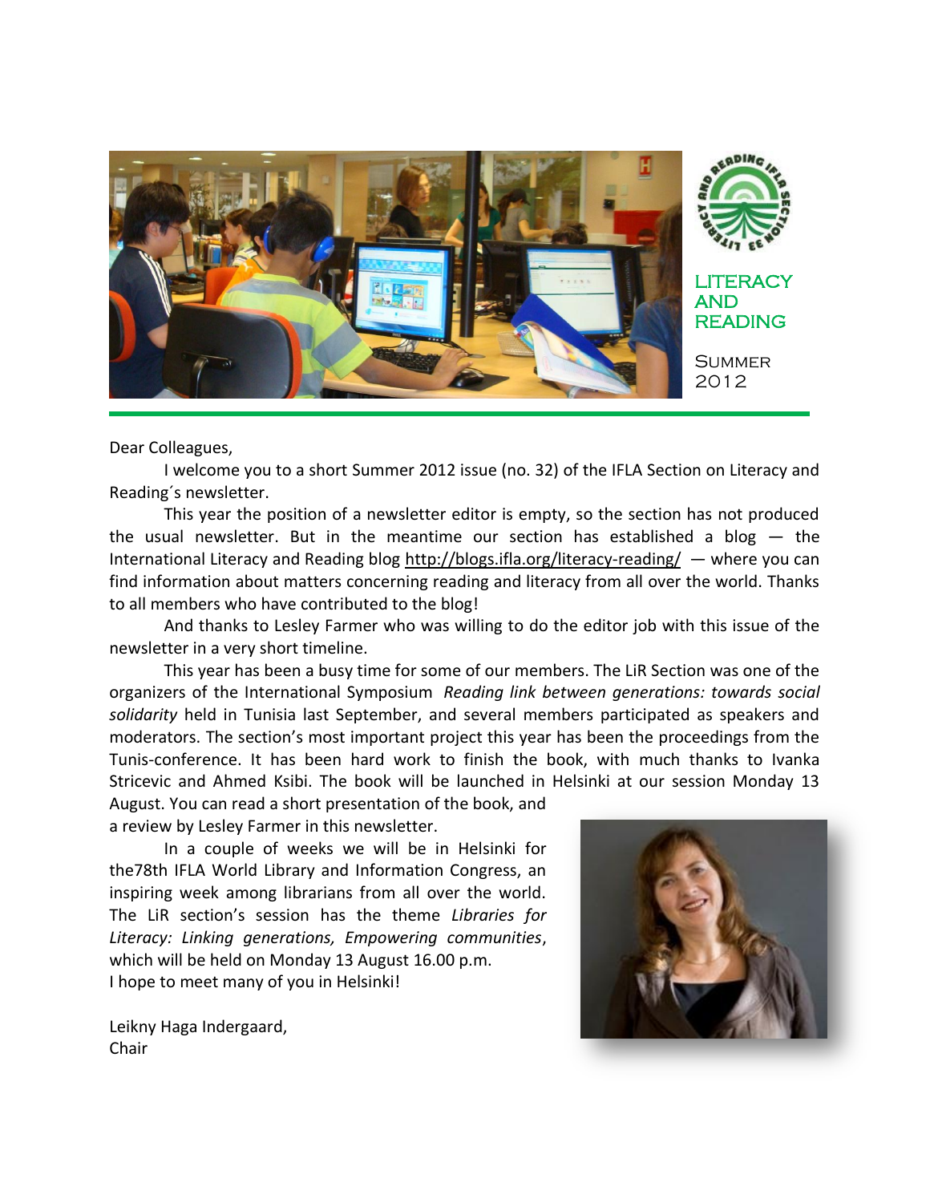LITERACY AND READING

SUMMER 2012

Dear Colleagues,

I welcome you to a short Summer 2012 issue (no. 32) of the IFLA Section on Literacy and Reading´s newsletter.

This year the position of a newsletter editor is empty, so the section has not produced the usual newsletter. But in the meantime our section has established a blog — the International Literacy and Reading blog http://blogs.ifla.org/literacy-reading/ — where you can find information about matters concerning reading and literacy from all over the world. Thanks to all members who have contributed to the blog!

And thanks to Lesley Farmer who was willing to do the editor job with this issue of the newsletter in a very short timeline.

This year has been a busy time for some of our members. The LiR Section was one of the organizers of the International Symposium *Reading link between generations: towards social solidarity* held in Tunisia last September, and several members participated as speakers and moderators. The section's most important project this year has been the proceedings from the Tunis-conference. It has been hard work to finish the book, with much thanks to Ivanka Stricevic and Ahmed Ksibi. The book will be launched in Helsinki at our session Monday 13 August. You can read a short presentation of the book, and a review by Lesley Farmer in this newsletter.

In a couple of weeks we will be in Helsinki for the78th IFLA World Library and Information Congress, an inspiring week among librarians from all over the world. The LiR section's session has the theme *Libraries for Literacy: Linking generations, Empowering communities*, which will be held on Monday 13 August 16.00 p.m.

I hope to meet many of you in Helsinki!

Leikny Haga Indergaard,
Chair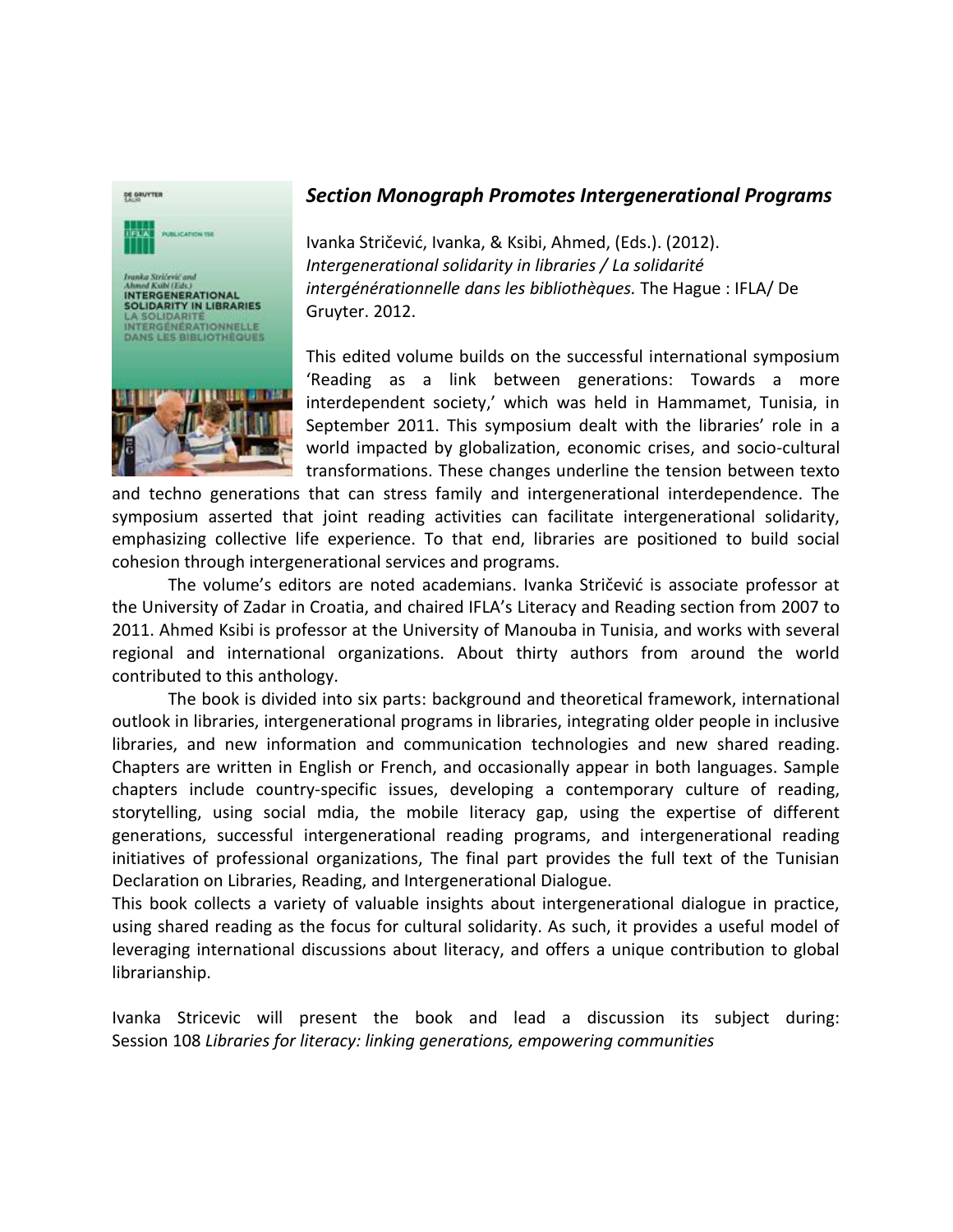## *Section Monograph Promotes Intergenerational Programs*

Ivanka Stričević, Ivanka, & Ksibi, Ahmed, (Eds.). (2012). *Intergenerational solidarity in libraries / La solidarité intergénérationnelle dans les bibliothèques.* The Hague : IFLA/ De Gruyter. 2012.

This edited volume builds on the successful international symposium 'Reading as a link between generations: Towards a more interdependent society,' which was held in Hammamet, Tunisia, in September 2011. This symposium dealt with the libraries' role in a world impacted by globalization, economic crises, and socio-cultural transformations. These changes underline the tension between texto and techno generations that can stress family and intergenerational interdependence. The symposium asserted that joint reading activities can facilitate intergenerational solidarity, emphasizing collective life experience. To that end, libraries are positioned to build social cohesion through intergenerational services and programs.

The volume's editors are noted academians. Ivanka Stričević is associate professor at the University of Zadar in Croatia, and chaired IFLA's Literacy and Reading section from 2007 to 2011. Ahmed Ksibi is professor at the University of Manouba in Tunisia, and works with several regional and international organizations. About thirty authors from around the world contributed to this anthology.

The book is divided into six parts: background and theoretical framework, international outlook in libraries, intergenerational programs in libraries, integrating older people in inclusive libraries, and new information and communication technologies and new shared reading. Chapters are written in English or French, and occasionally appear in both languages. Sample chapters include country-specific issues, developing a contemporary culture of reading, storytelling, using social mdia, the mobile literacy gap, using the expertise of different generations, successful intergenerational reading programs, and intergenerational reading initiatives of professional organizations, The final part provides the full text of the Tunisian Declaration on Libraries, Reading, and Intergenerational Dialogue.

This book collects a variety of valuable insights about intergenerational dialogue in practice, using shared reading as the focus for cultural solidarity. As such, it provides a useful model of leveraging international discussions about literacy, and offers a unique contribution to global librarianship.

Ivanka Stricevic will present the book and lead a discussion its subject during: Session 108 *Libraries for literacy: linking generations, empowering communities*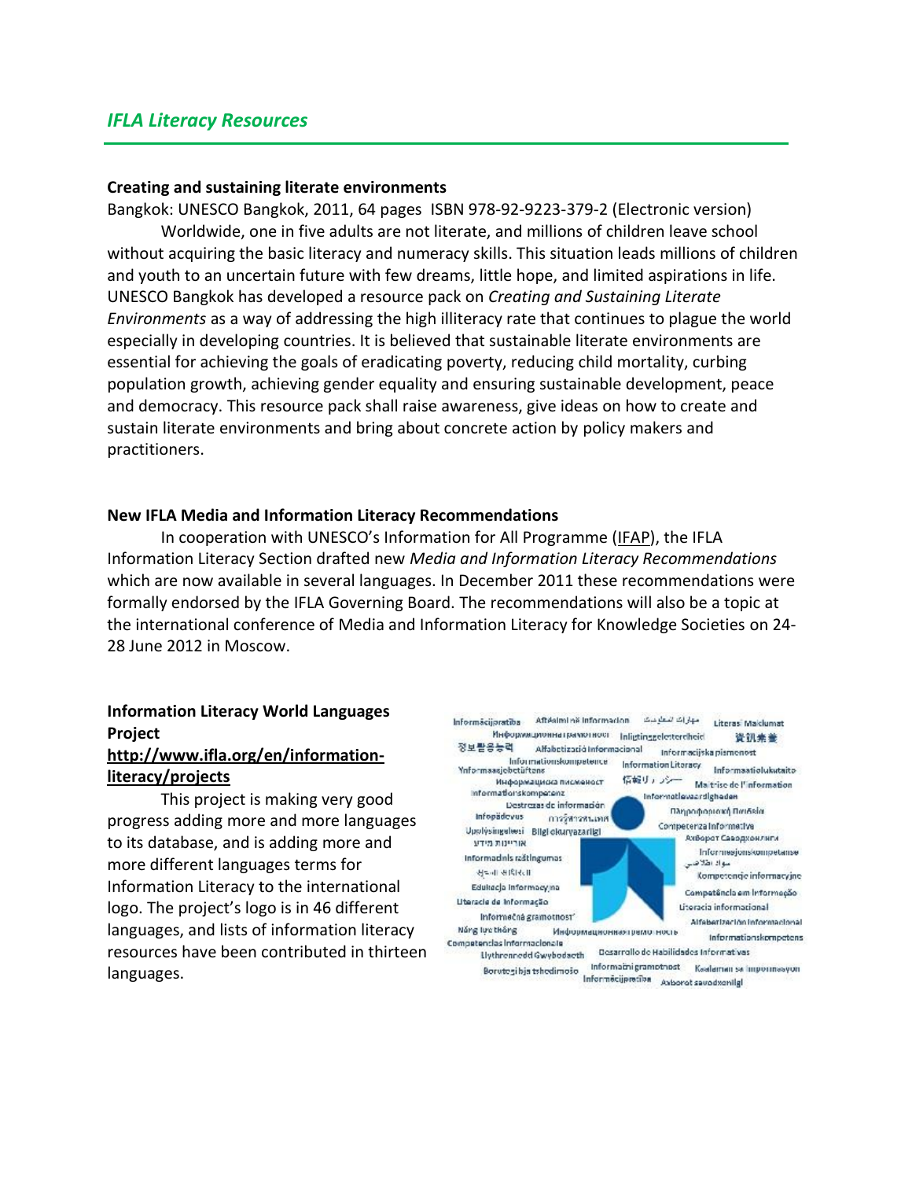## *IFLA Literacy Resources*

**Creating and sustaining literate environments**

Bangkok: UNESCO Bangkok, 2011, 64 pages ISBN 978-92-9223-379-2 (Electronic version)

Worldwide, one in five adults are not literate, and millions of children leave school without acquiring the basic literacy and numeracy skills. This situation leads millions of children and youth to an uncertain future with few dreams, little hope, and limited aspirations in life. UNESCO Bangkok has developed a resource pack on *Creating and Sustaining Literate Environments* as a way of addressing the high illiteracy rate that continues to plague the world especially in developing countries. It is believed that sustainable literate environments are essential for achieving the goals of eradicating poverty, reducing child mortality, curbing population growth, achieving gender equality and ensuring sustainable development, peace and democracy. This resource pack shall raise awareness, give ideas on how to create and sustain literate environments and bring about concrete action by policy makers and practitioners.

**New IFLA Media and Information Literacy Recommendations**

In cooperation with UNESCO's Information for All Programme (IFAP), the IFLA Information Literacy Section drafted new *Media and Information Literacy Recommendations* which are now available in several languages. In December 2011 these recommendations were formally endorsed by the IFLA Governing Board. The recommendations will also be a topic at the international conference of Media and Information Literacy for Knowledge Societies on 24-28 June 2012 in Moscow.

**Information Literacy World Languages Project**
**http://www.ifla.org/en/information-literacy/projects**

This project is making very good progress adding more and more languages to its database, and is adding more and more different languages terms for Information Literacy to the international logo. The project's logo is in 46 different languages, and lists of information literacy resources have been contributed in thirteen languages.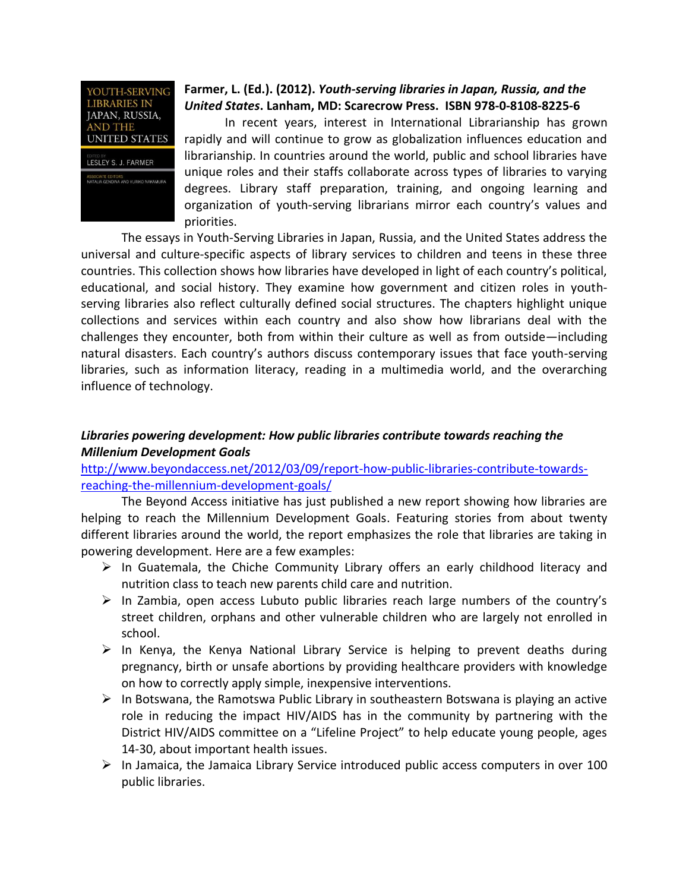**Farmer, L. (Ed.). (2012). *Youth-serving libraries in Japan, Russia, and the United States*. Lanham, MD: Scarecrow Press. ISBN 978-0-8108-8225-6**

In recent years, interest in International Librarianship has grown rapidly and will continue to grow as globalization influences education and librarianship. In countries around the world, public and school libraries have unique roles and their staffs collaborate across types of libraries to varying degrees. Library staff preparation, training, and ongoing learning and organization of youth-serving librarians mirror each country's values and priorities.

The essays in Youth-Serving Libraries in Japan, Russia, and the United States address the universal and culture-specific aspects of library services to children and teens in these three countries. This collection shows how libraries have developed in light of each country's political, educational, and social history. They examine how government and citizen roles in youth-serving libraries also reflect culturally defined social structures. The chapters highlight unique collections and services within each country and also show how librarians deal with the challenges they encounter, both from within their culture as well as from outside—including natural disasters. Each country's authors discuss contemporary issues that face youth-serving libraries, such as information literacy, reading in a multimedia world, and the overarching influence of technology.

***Libraries powering development: How public libraries contribute towards reaching the Millenium Development Goals***

http://www.beyondaccess.net/2012/03/09/report-how-public-libraries-contribute-towards-reaching-the-millennium-development-goals/

The Beyond Access initiative has just published a new report showing how libraries are helping to reach the Millennium Development Goals. Featuring stories from about twenty different libraries around the world, the report emphasizes the role that libraries are taking in powering development. Here are a few examples:

- In Guatemala, the Chiche Community Library offers an early childhood literacy and nutrition class to teach new parents child care and nutrition.
- In Zambia, open access Lubuto public libraries reach large numbers of the country's street children, orphans and other vulnerable children who are largely not enrolled in school.
- In Kenya, the Kenya National Library Service is helping to prevent deaths during pregnancy, birth or unsafe abortions by providing healthcare providers with knowledge on how to correctly apply simple, inexpensive interventions.
- In Botswana, the Ramotswa Public Library in southeastern Botswana is playing an active role in reducing the impact HIV/AIDS has in the community by partnering with the District HIV/AIDS committee on a "Lifeline Project" to help educate young people, ages 14-30, about important health issues.
- In Jamaica, the Jamaica Library Service introduced public access computers in over 100 public libraries.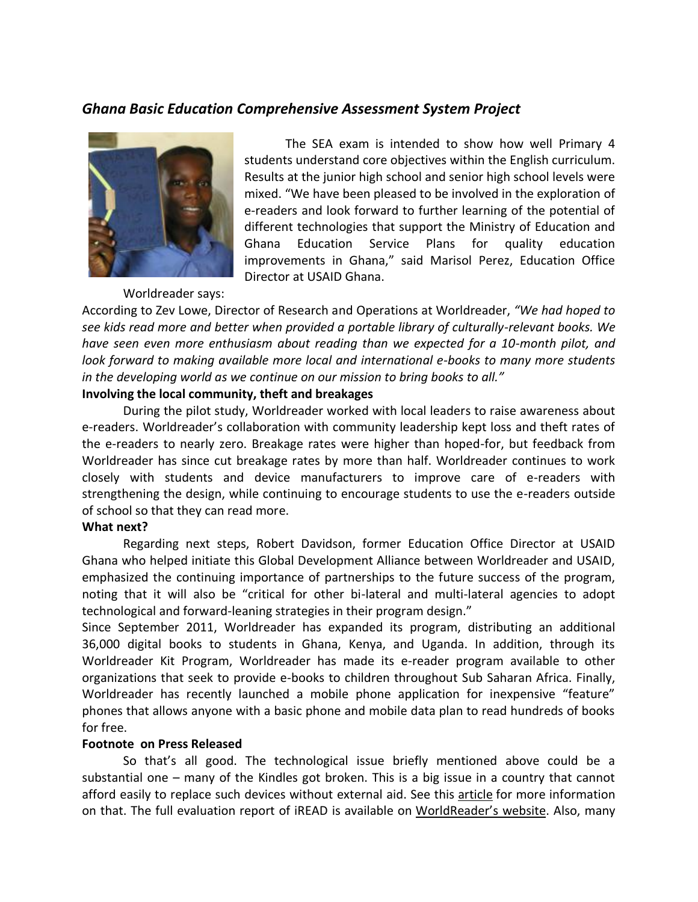### *Ghana Basic Education Comprehensive Assessment System Project*

The SEA exam is intended to show how well Primary 4 students understand core objectives within the English curriculum. Results at the junior high school and senior high school levels were mixed. "We have been pleased to be involved in the exploration of e-readers and look forward to further learning of the potential of different technologies that support the Ministry of Education and Ghana Education Service Plans for quality education improvements in Ghana," said Marisol Perez, Education Office Director at USAID Ghana.

Worldreader says:

According to Zev Lowe, Director of Research and Operations at Worldreader, *"We had hoped to see kids read more and better when provided a portable library of culturally-relevant books. We have seen even more enthusiasm about reading than we expected for a 10-month pilot, and look forward to making available more local and international e-books to many more students in the developing world as we continue on our mission to bring books to all."*

**Involving the local community, theft and breakages**

During the pilot study, Worldreader worked with local leaders to raise awareness about e-readers. Worldreader's collaboration with community leadership kept loss and theft rates of the e-readers to nearly zero. Breakage rates were higher than hoped-for, but feedback from Worldreader has since cut breakage rates by more than half. Worldreader continues to work closely with students and device manufacturers to improve care of e-readers with strengthening the design, while continuing to encourage students to use the e-readers outside of school so that they can read more.

**What next?**

Regarding next steps, Robert Davidson, former Education Office Director at USAID Ghana who helped initiate this Global Development Alliance between Worldreader and USAID, emphasized the continuing importance of partnerships to the future success of the program, noting that it will also be "critical for other bi-lateral and multi-lateral agencies to adopt technological and forward-leaning strategies in their program design."

Since September 2011, Worldreader has expanded its program, distributing an additional 36,000 digital books to students in Ghana, Kenya, and Uganda. In addition, through its Worldreader Kit Program, Worldreader has made its e-reader program available to other organizations that seek to provide e-books to children throughout Sub Saharan Africa. Finally, Worldreader has recently launched a mobile phone application for inexpensive "feature" phones that allows anyone with a basic phone and mobile data plan to read hundreds of books for free.

**Footnote on Press Released**

So that's all good. The technological issue briefly mentioned above could be a substantial one – many of the Kindles got broken. This is a big issue in a country that cannot afford easily to replace such devices without external aid. See this article for more information on that. The full evaluation report of iREAD is available on WorldReader's website. Also, many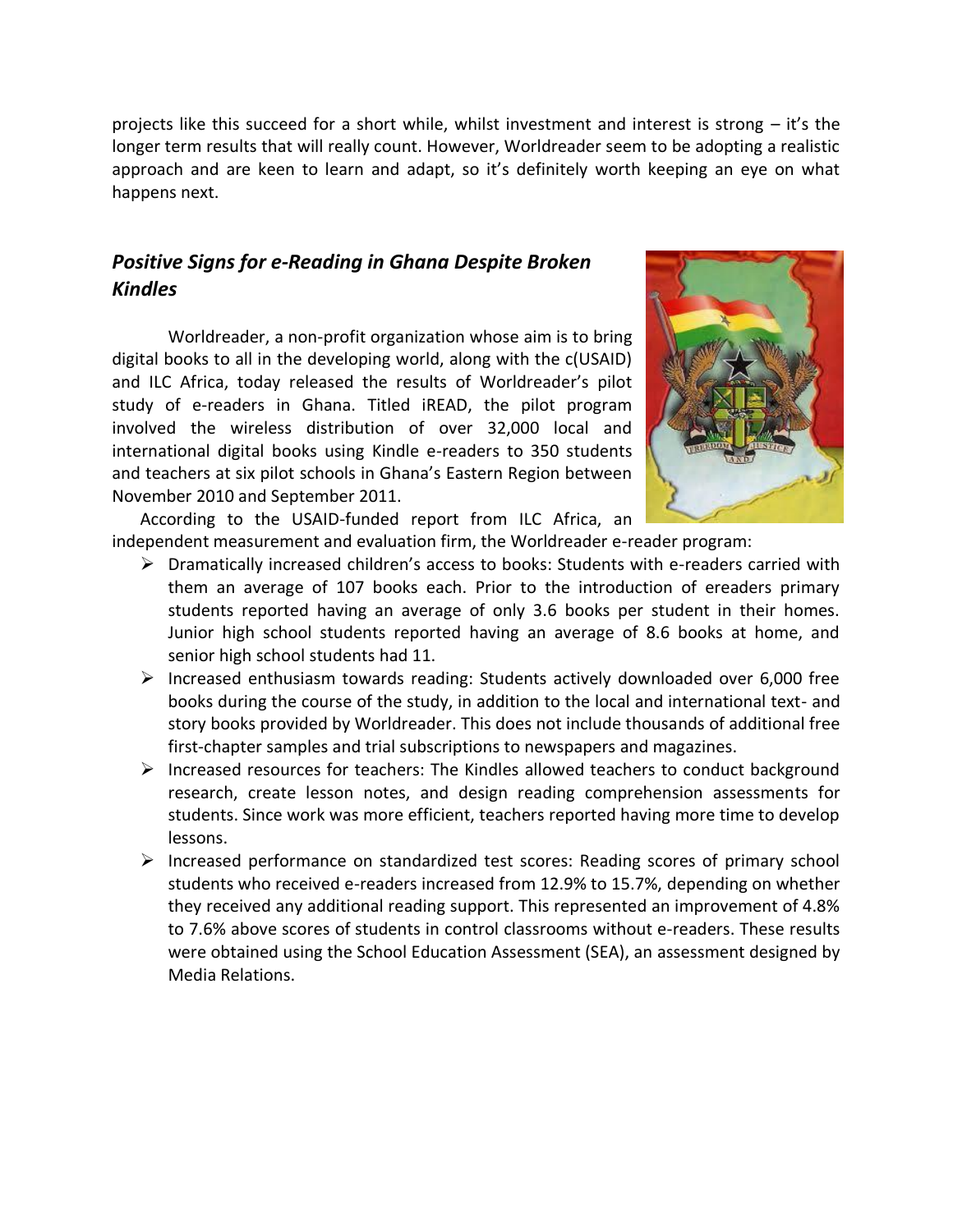projects like this succeed for a short while, whilst investment and interest is strong – it's the longer term results that will really count. However, Worldreader seem to be adopting a realistic approach and are keen to learn and adapt, so it's definitely worth keeping an eye on what happens next.

### *Positive Signs for e-Reading in Ghana Despite Broken Kindles*

Worldreader, a non-profit organization whose aim is to bring digital books to all in the developing world, along with the c(USAID) and ILC Africa, today released the results of Worldreader's pilot study of e-readers in Ghana. Titled iREAD, the pilot program involved the wireless distribution of over 32,000 local and international digital books using Kindle e-readers to 350 students and teachers at six pilot schools in Ghana's Eastern Region between November 2010 and September 2011.

According to the USAID-funded report from ILC Africa, an independent measurement and evaluation firm, the Worldreader e-reader program:

- Dramatically increased children's access to books: Students with e-readers carried with them an average of 107 books each. Prior to the introduction of ereaders primary students reported having an average of only 3.6 books per student in their homes. Junior high school students reported having an average of 8.6 books at home, and senior high school students had 11.
- Increased enthusiasm towards reading: Students actively downloaded over 6,000 free books during the course of the study, in addition to the local and international text- and story books provided by Worldreader. This does not include thousands of additional free first-chapter samples and trial subscriptions to newspapers and magazines.
- Increased resources for teachers: The Kindles allowed teachers to conduct background research, create lesson notes, and design reading comprehension assessments for students. Since work was more efficient, teachers reported having more time to develop lessons.
- Increased performance on standardized test scores: Reading scores of primary school students who received e-readers increased from 12.9% to 15.7%, depending on whether they received any additional reading support. This represented an improvement of 4.8% to 7.6% above scores of students in control classrooms without e-readers. These results were obtained using the School Education Assessment (SEA), an assessment designed by Media Relations.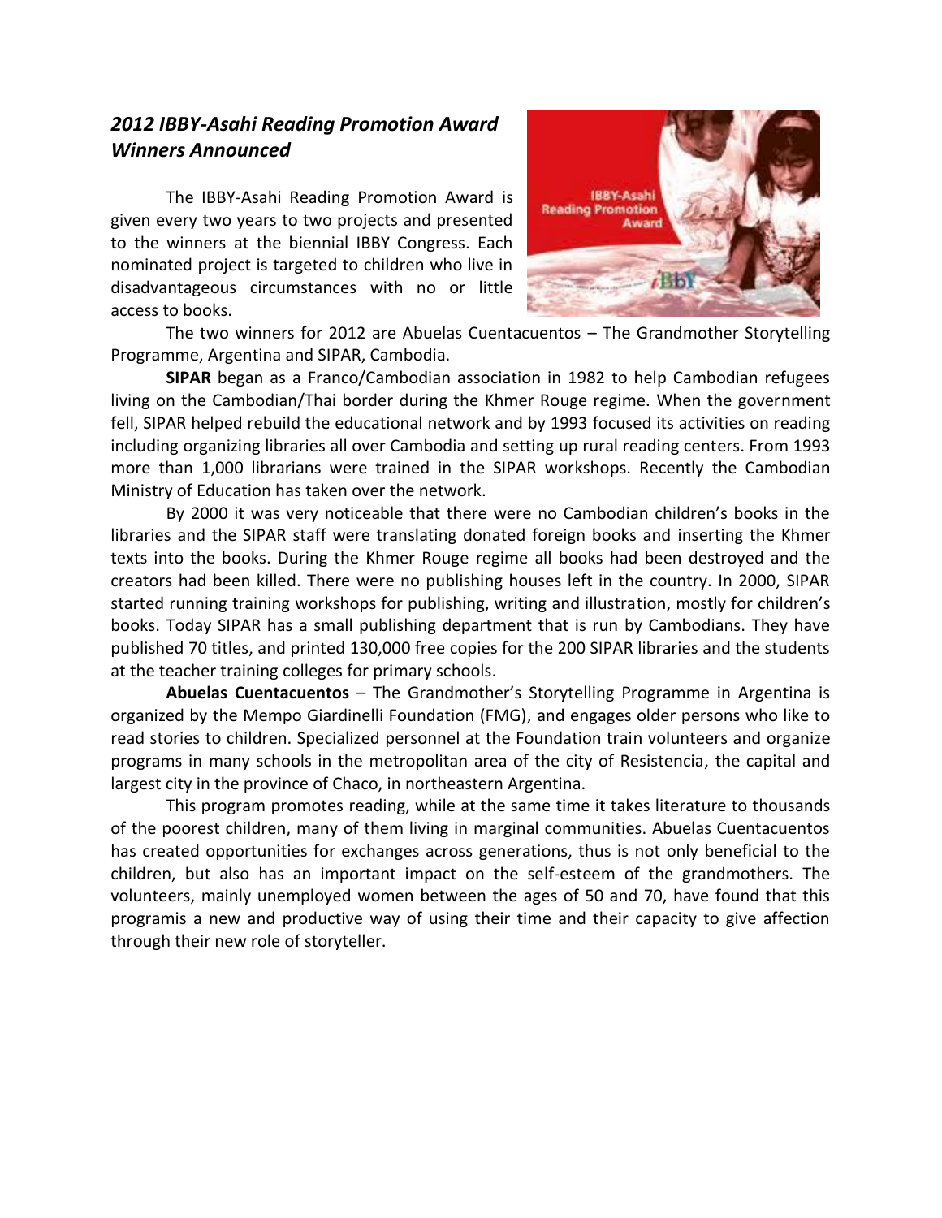## *2012 IBBY-Asahi Reading Promotion Award Winners Announced*

The IBBY-Asahi Reading Promotion Award is given every two years to two projects and presented to the winners at the biennial IBBY Congress. Each nominated project is targeted to children who live in disadvantageous circumstances with no or little access to books.

The two winners for 2012 are Abuelas Cuentacuentos – The Grandmother Storytelling Programme, Argentina and SIPAR, Cambodia.

**SIPAR** began as a Franco/Cambodian association in 1982 to help Cambodian refugees living on the Cambodian/Thai border during the Khmer Rouge regime. When the government fell, SIPAR helped rebuild the educational network and by 1993 focused its activities on reading including organizing libraries all over Cambodia and setting up rural reading centers. From 1993 more than 1,000 librarians were trained in the SIPAR workshops. Recently the Cambodian Ministry of Education has taken over the network.

By 2000 it was very noticeable that there were no Cambodian children's books in the libraries and the SIPAR staff were translating donated foreign books and inserting the Khmer texts into the books. During the Khmer Rouge regime all books had been destroyed and the creators had been killed. There were no publishing houses left in the country. In 2000, SIPAR started running training workshops for publishing, writing and illustration, mostly for children's books. Today SIPAR has a small publishing department that is run by Cambodians. They have published 70 titles, and printed 130,000 free copies for the 200 SIPAR libraries and the students at the teacher training colleges for primary schools.

**Abuelas Cuentacuentos** – The Grandmother's Storytelling Programme in Argentina is organized by the Mempo Giardinelli Foundation (FMG), and engages older persons who like to read stories to children. Specialized personnel at the Foundation train volunteers and organize programs in many schools in the metropolitan area of the city of Resistencia, the capital and largest city in the province of Chaco, in northeastern Argentina.

This program promotes reading, while at the same time it takes literature to thousands of the poorest children, many of them living in marginal communities. Abuelas Cuentacuentos has created opportunities for exchanges across generations, thus is not only beneficial to the children, but also has an important impact on the self-esteem of the grandmothers. The volunteers, mainly unemployed women between the ages of 50 and 70, have found that this programis a new and productive way of using their time and their capacity to give affection through their new role of storyteller.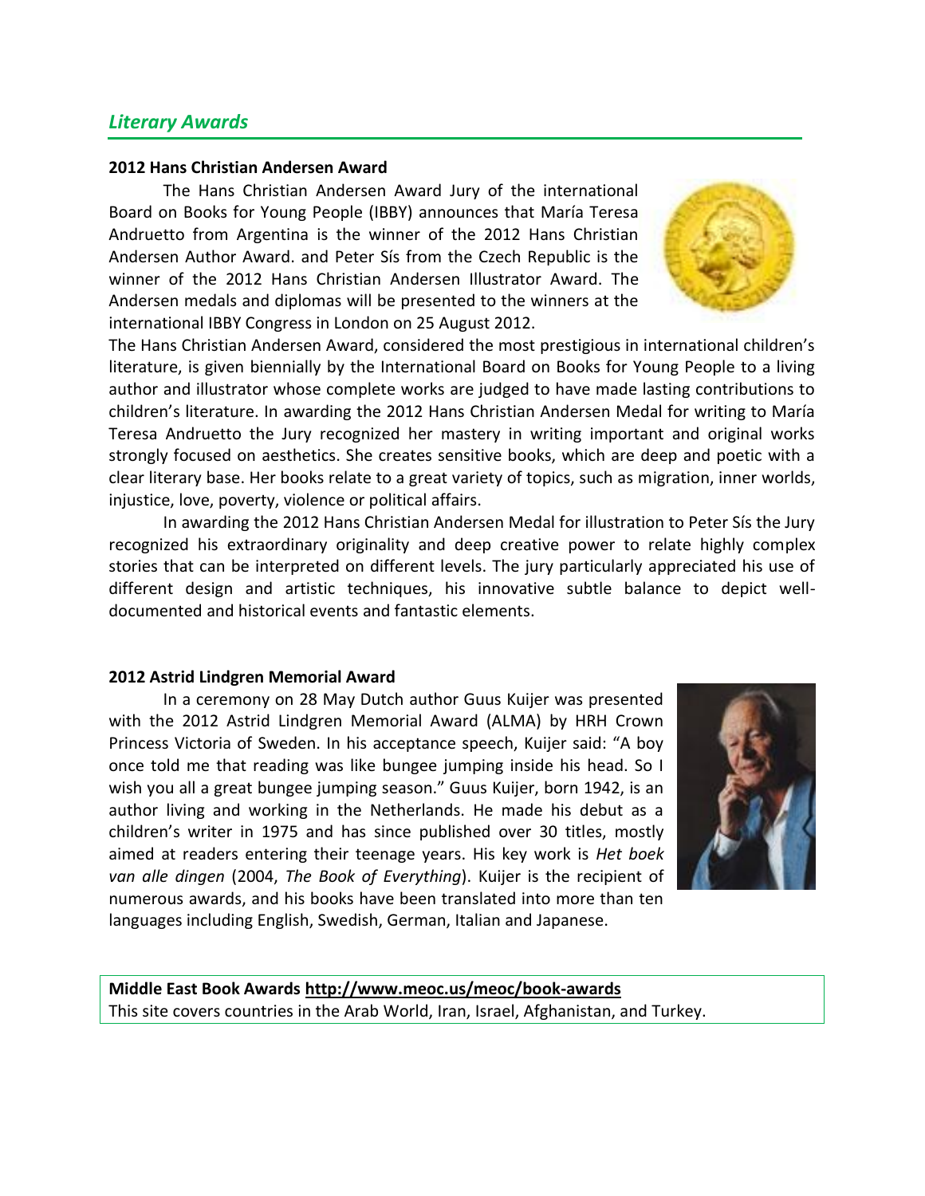## *Literary Awards*

**2012 Hans Christian Andersen Award**

The Hans Christian Andersen Award Jury of the international Board on Books for Young People (IBBY) announces that María Teresa Andruetto from Argentina is the winner of the 2012 Hans Christian Andersen Author Award. and Peter Sís from the Czech Republic is the winner of the 2012 Hans Christian Andersen Illustrator Award. The Andersen medals and diplomas will be presented to the winners at the international IBBY Congress in London on 25 August 2012.

The Hans Christian Andersen Award, considered the most prestigious in international children's literature, is given biennially by the International Board on Books for Young People to a living author and illustrator whose complete works are judged to have made lasting contributions to children's literature. In awarding the 2012 Hans Christian Andersen Medal for writing to María Teresa Andruetto the Jury recognized her mastery in writing important and original works strongly focused on aesthetics. She creates sensitive books, which are deep and poetic with a clear literary base. Her books relate to a great variety of topics, such as migration, inner worlds, injustice, love, poverty, violence or political affairs.

In awarding the 2012 Hans Christian Andersen Medal for illustration to Peter Sís the Jury recognized his extraordinary originality and deep creative power to relate highly complex stories that can be interpreted on different levels. The jury particularly appreciated his use of different design and artistic techniques, his innovative subtle balance to depict well-documented and historical events and fantastic elements.

**2012 Astrid Lindgren Memorial Award**

In a ceremony on 28 May Dutch author Guus Kuijer was presented with the 2012 Astrid Lindgren Memorial Award (ALMA) by HRH Crown Princess Victoria of Sweden. In his acceptance speech, Kuijer said: "A boy once told me that reading was like bungee jumping inside his head. So I wish you all a great bungee jumping season." Guus Kuijer, born 1942, is an author living and working in the Netherlands. He made his debut as a children's writer in 1975 and has since published over 30 titles, mostly aimed at readers entering their teenage years. His key work is *Het boek van alle dingen* (2004, *The Book of Everything*). Kuijer is the recipient of numerous awards, and his books have been translated into more than ten languages including English, Swedish, German, Italian and Japanese.

**Middle East Book Awards http://www.meoc.us/meoc/book-awards**
This site covers countries in the Arab World, Iran, Israel, Afghanistan, and Turkey.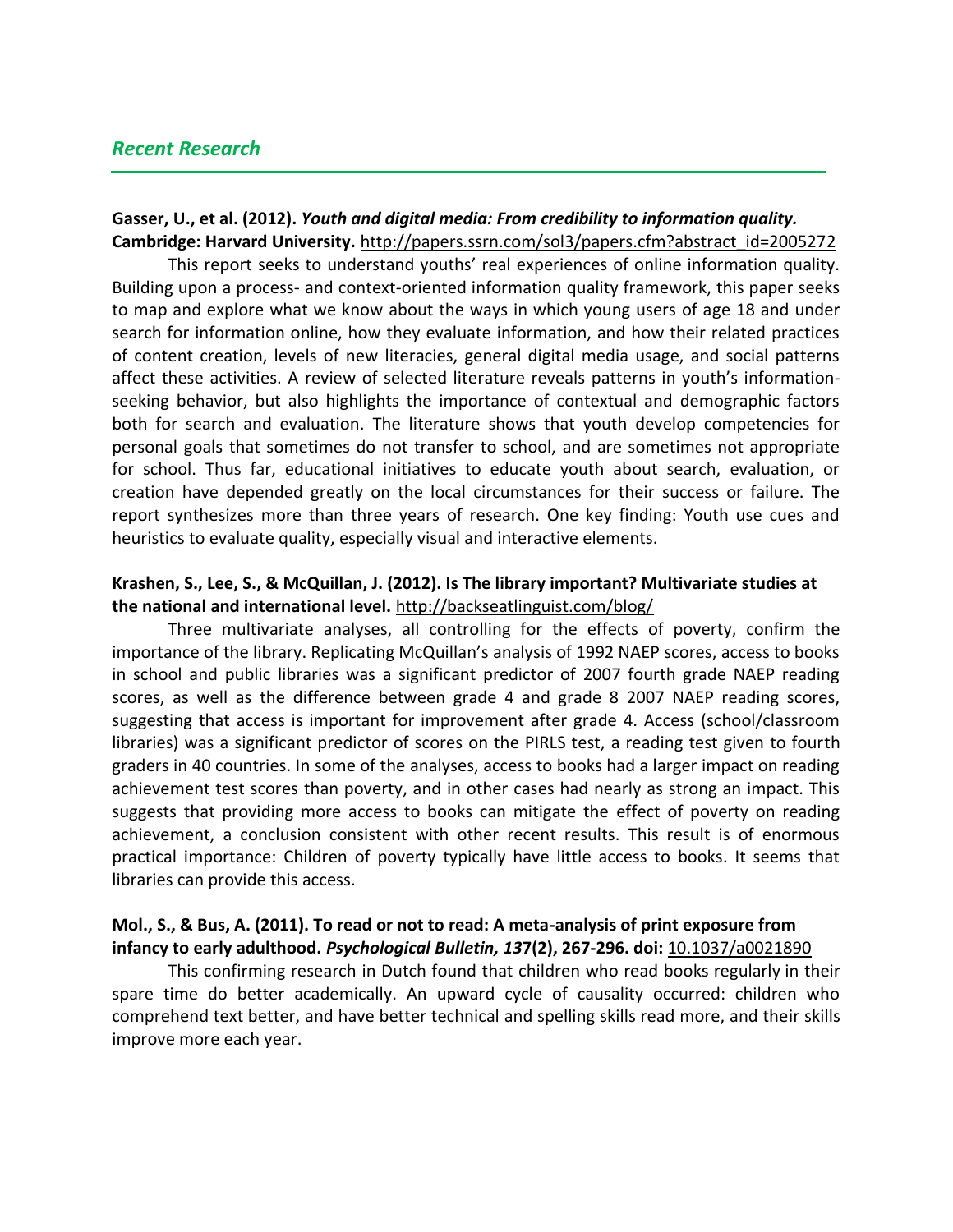## *Recent Research*

**Gasser, U., et al. (2012).** ***Youth and digital media: From credibility to information quality.*** **Cambridge: Harvard University.** http://papers.ssrn.com/sol3/papers.cfm?abstract_id=2005272

This report seeks to understand youths' real experiences of online information quality. Building upon a process- and context-oriented information quality framework, this paper seeks to map and explore what we know about the ways in which young users of age 18 and under search for information online, how they evaluate information, and how their related practices of content creation, levels of new literacies, general digital media usage, and social patterns affect these activities. A review of selected literature reveals patterns in youth's information-seeking behavior, but also highlights the importance of contextual and demographic factors both for search and evaluation. The literature shows that youth develop competencies for personal goals that sometimes do not transfer to school, and are sometimes not appropriate for school. Thus far, educational initiatives to educate youth about search, evaluation, or creation have depended greatly on the local circumstances for their success or failure. The report synthesizes more than three years of research. One key finding: Youth use cues and heuristics to evaluate quality, especially visual and interactive elements.

**Krashen, S., Lee, S., & McQuillan, J. (2012). Is The library important? Multivariate studies at the national and international level.** http://backseatlinguist.com/blog/

Three multivariate analyses, all controlling for the effects of poverty, confirm the importance of the library. Replicating McQuillan's analysis of 1992 NAEP scores, access to books in school and public libraries was a significant predictor of 2007 fourth grade NAEP reading scores, as well as the difference between grade 4 and grade 8 2007 NAEP reading scores, suggesting that access is important for improvement after grade 4. Access (school/classroom libraries) was a significant predictor of scores on the PIRLS test, a reading test given to fourth graders in 40 countries. In some of the analyses, access to books had a larger impact on reading achievement test scores than poverty, and in other cases had nearly as strong an impact. This suggests that providing more access to books can mitigate the effect of poverty on reading achievement, a conclusion consistent with other recent results. This result is of enormous practical importance: Children of poverty typically have little access to books. It seems that libraries can provide this access.

**Mol., S., & Bus, A. (2011). To read or not to read: A meta-analysis of print exposure from infancy to early adulthood.** ***Psychological Bulletin, 13*****7(2), 267-296. doi:** 10.1037/a0021890

This confirming research in Dutch found that children who read books regularly in their spare time do better academically. An upward cycle of causality occurred: children who comprehend text better, and have better technical and spelling skills read more, and their skills improve more each year.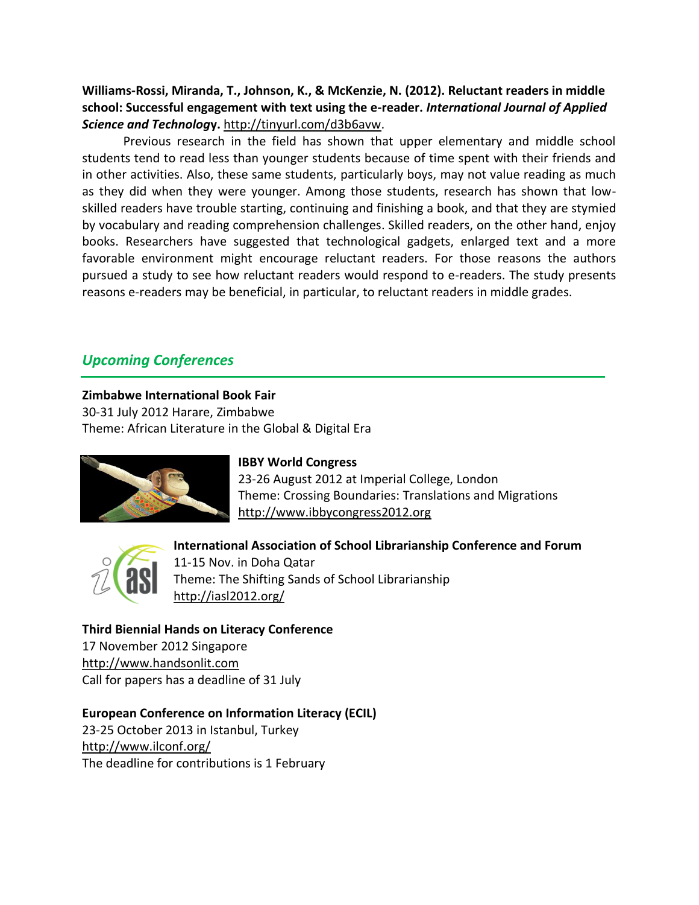**Williams-Rossi, Miranda, T., Johnson, K., & McKenzie, N. (2012). Reluctant readers in middle school: Successful engagement with text using the e-reader. *International Journal of Applied Science and Technology*.** http://tinyurl.com/d3b6avw.

Previous research in the field has shown that upper elementary and middle school students tend to read less than younger students because of time spent with their friends and in other activities. Also, these same students, particularly boys, may not value reading as much as they did when they were younger. Among those students, research has shown that low-skilled readers have trouble starting, continuing and finishing a book, and that they are stymied by vocabulary and reading comprehension challenges. Skilled readers, on the other hand, enjoy books. Researchers have suggested that technological gadgets, enlarged text and a more favorable environment might encourage reluctant readers. For those reasons the authors pursued a study to see how reluctant readers would respond to e-readers. The study presents reasons e-readers may be beneficial, in particular, to reluctant readers in middle grades.

## *Upcoming Conferences*

**Zimbabwe International Book Fair**
30-31 July 2012 Harare, Zimbabwe
Theme: African Literature in the Global & Digital Era

**IBBY World Congress**
23-26 August 2012 at Imperial College, London
Theme: Crossing Boundaries: Translations and Migrations
http://www.ibbycongress2012.org

**International Association of School Librarianship Conference and Forum**
11-15 Nov. in Doha Qatar
Theme: The Shifting Sands of School Librarianship
http://iasl2012.org/

**Third Biennial Hands on Literacy Conference**
17 November 2012 Singapore
http://www.handsonlit.com
Call for papers has a deadline of 31 July

**European Conference on Information Literacy (ECIL)**
23-25 October 2013 in Istanbul, Turkey
http://www.ilconf.org/
The deadline for contributions is 1 February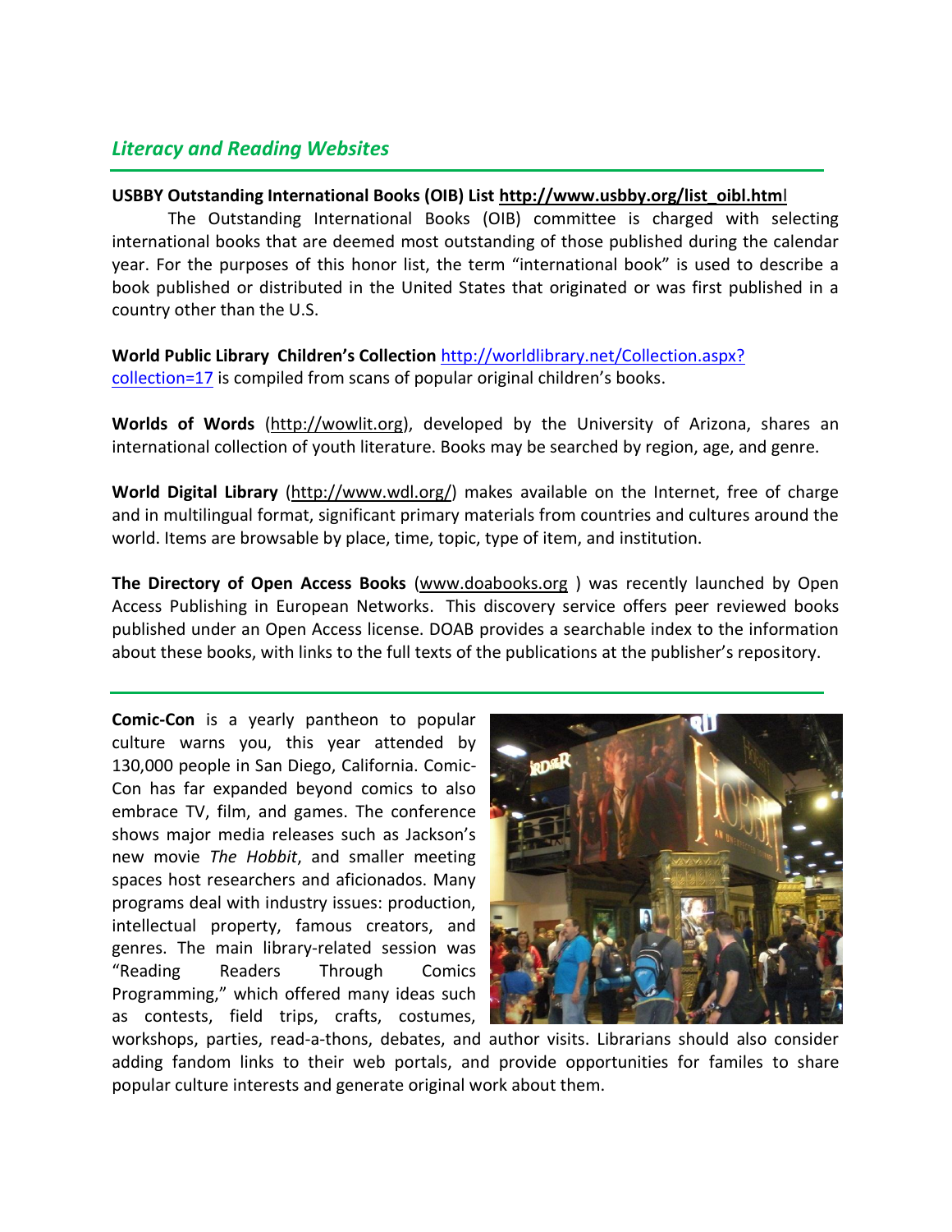## *Literacy and Reading Websites*

**USBBY Outstanding International Books (OIB) List http://www.usbby.org/list_oibl.html**

The Outstanding International Books (OIB) committee is charged with selecting international books that are deemed most outstanding of those published during the calendar year. For the purposes of this honor list, the term "international book" is used to describe a book published or distributed in the United States that originated or was first published in a country other than the U.S.

**World Public Library Children's Collection** http://worldlibrary.net/Collection.aspx?collection=17 is compiled from scans of popular original children's books.

**Worlds of Words** (http://wowlit.org), developed by the University of Arizona, shares an international collection of youth literature. Books may be searched by region, age, and genre.

**World Digital Library** (http://www.wdl.org/) makes available on the Internet, free of charge and in multilingual format, significant primary materials from countries and cultures around the world. Items are browsable by place, time, topic, type of item, and institution.

**The Directory of Open Access Books** (www.doabooks.org ) was recently launched by Open Access Publishing in European Networks. This discovery service offers peer reviewed books published under an Open Access license. DOAB provides a searchable index to the information about these books, with links to the full texts of the publications at the publisher's repository.

---

**Comic-Con** is a yearly pantheon to popular culture warns you, this year attended by 130,000 people in San Diego, California. Comic-Con has far expanded beyond comics to also embrace TV, film, and games. The conference shows major media releases such as Jackson's new movie *The Hobbit*, and smaller meeting spaces host researchers and aficionados. Many programs deal with industry issues: production, intellectual property, famous creators, and genres. The main library-related session was "Reading Readers Through Comics Programming," which offered many ideas such as contests, field trips, crafts, costumes, workshops, parties, read-a-thons, debates, and author visits. Librarians should also consider adding fandom links to their web portals, and provide opportunities for familes to share popular culture interests and generate original work about them.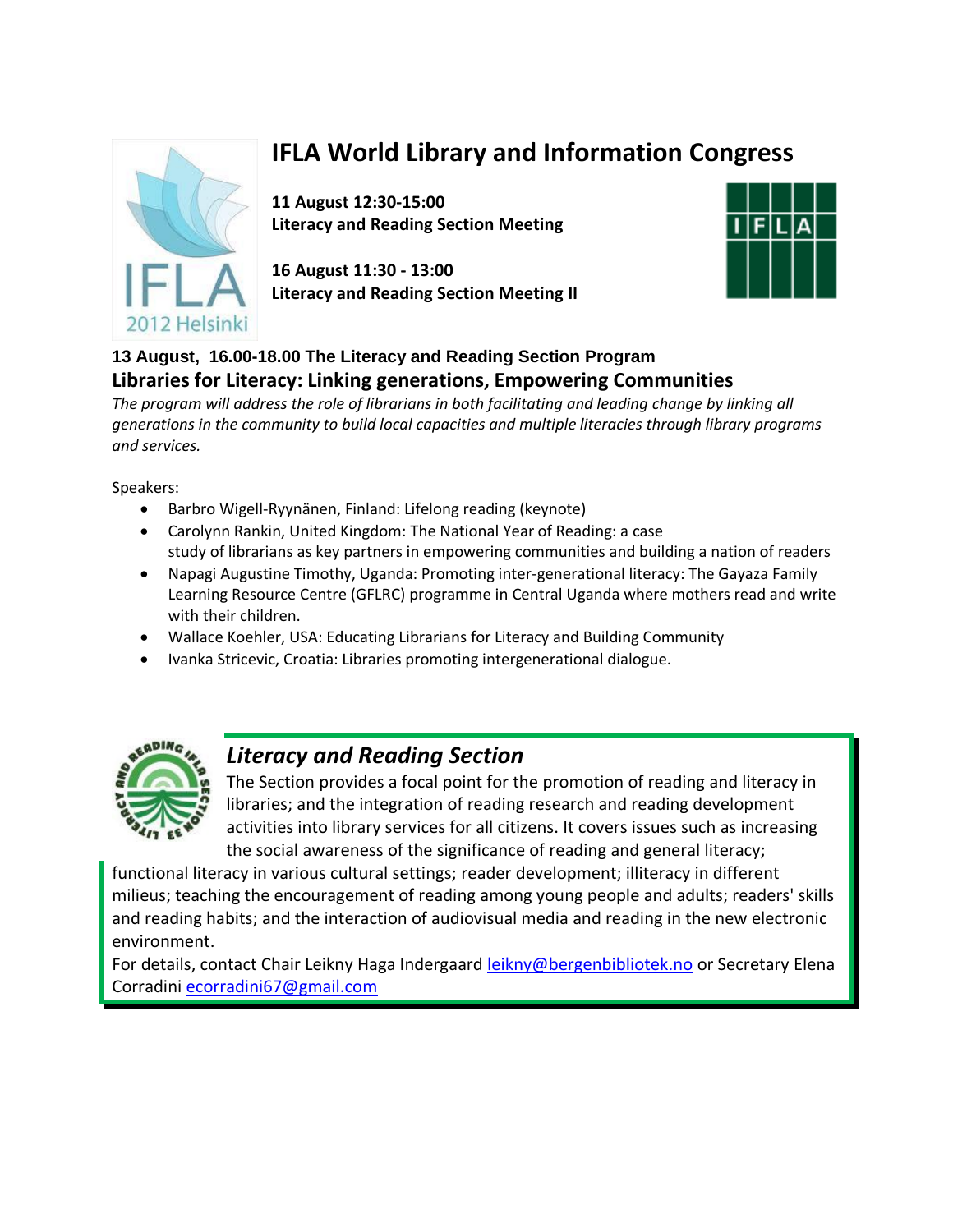# IFLA World Library and Information Congress

**11 August 12:30-15:00**
**Literacy and Reading Section Meeting**

**16 August 11:30 - 13:00**
**Literacy and Reading Section Meeting II**

**13 August, 16.00-18.00 The Literacy and Reading Section Program**

## Libraries for Literacy: Linking generations, Empowering Communities

*The program will address the role of librarians in both facilitating and leading change by linking all generations in the community to build local capacities and multiple literacies through library programs and services.*

Speakers:

- Barbro Wigell-Ryynänen, Finland: Lifelong reading (keynote)
- Carolynn Rankin, United Kingdom: The National Year of Reading: a case study of librarians as key partners in empowering communities and building a nation of readers
- Napagi Augustine Timothy, Uganda: Promoting inter-generational literacy: The Gayaza Family Learning Resource Centre (GFLRC) programme in Central Uganda where mothers read and write with their children.
- Wallace Koehler, USA: Educating Librarians for Literacy and Building Community
- Ivanka Stricevic, Croatia: Libraries promoting intergenerational dialogue.

## *Literacy and Reading Section*

The Section provides a focal point for the promotion of reading and literacy in libraries; and the integration of reading research and reading development activities into library services for all citizens. It covers issues such as increasing the social awareness of the significance of reading and general literacy; functional literacy in various cultural settings; reader development; illiteracy in different milieus; teaching the encouragement of reading among young people and adults; readers' skills and reading habits; and the interaction of audiovisual media and reading in the new electronic environment.

For details, contact Chair Leikny Haga Indergaard leikny@bergenbibliotek.no or Secretary Elena Corradini ecorradini67@gmail.com